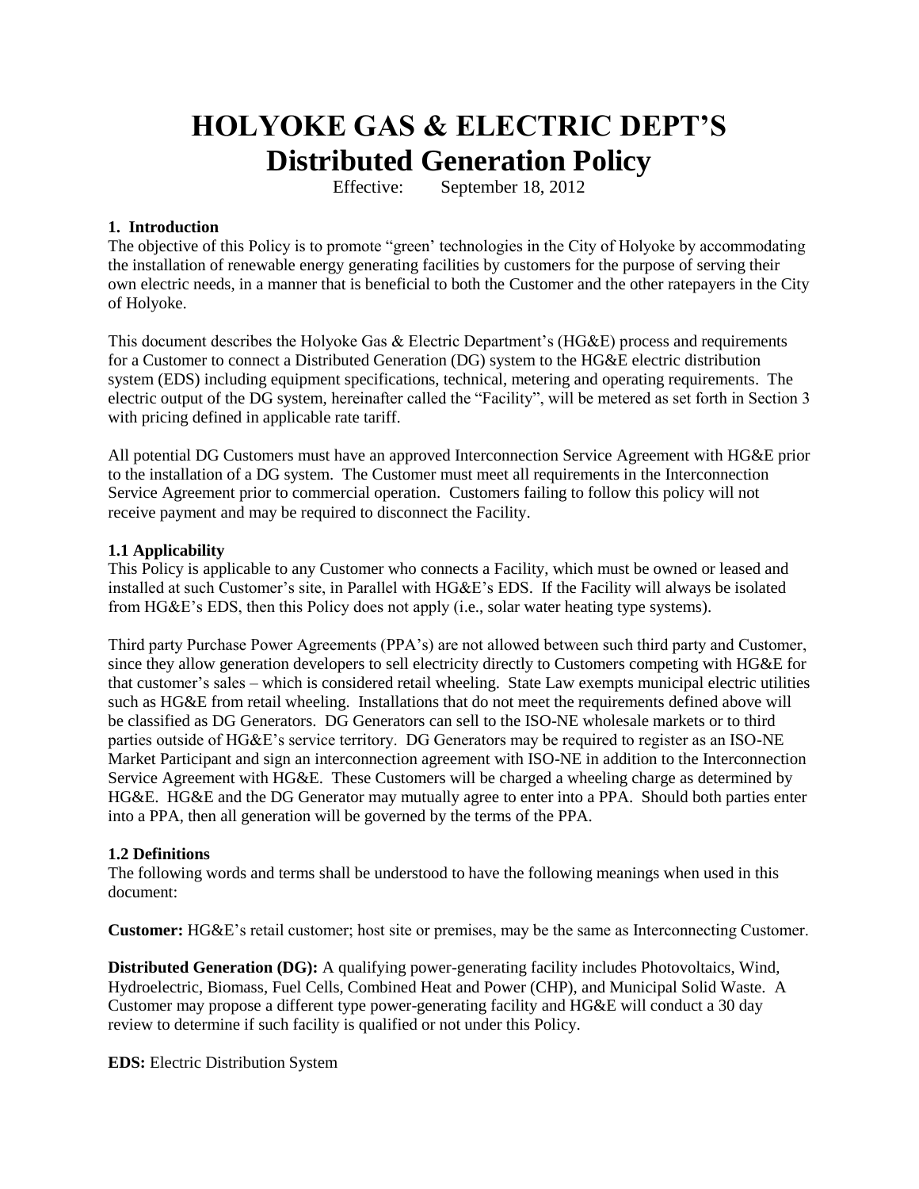# HOLYOKE GAS & ELECTRIC DEPT'S
# Distributed Generation Policy

Effective: September 18, 2012

### 1. Introduction

The objective of this Policy is to promote "green' technologies in the City of Holyoke by accommodating the installation of renewable energy generating facilities by customers for the purpose of serving their own electric needs, in a manner that is beneficial to both the Customer and the other ratepayers in the City of Holyoke.

This document describes the Holyoke Gas & Electric Department's (HG&E) process and requirements for a Customer to connect a Distributed Generation (DG) system to the HG&E electric distribution system (EDS) including equipment specifications, technical, metering and operating requirements. The electric output of the DG system, hereinafter called the "Facility", will be metered as set forth in Section 3 with pricing defined in applicable rate tariff.

All potential DG Customers must have an approved Interconnection Service Agreement with HG&E prior to the installation of a DG system. The Customer must meet all requirements in the Interconnection Service Agreement prior to commercial operation. Customers failing to follow this policy will not receive payment and may be required to disconnect the Facility.

### 1.1 Applicability

This Policy is applicable to any Customer who connects a Facility, which must be owned or leased and installed at such Customer's site, in Parallel with HG&E's EDS. If the Facility will always be isolated from HG&E's EDS, then this Policy does not apply (i.e., solar water heating type systems).

Third party Purchase Power Agreements (PPA's) are not allowed between such third party and Customer, since they allow generation developers to sell electricity directly to Customers competing with HG&E for that customer's sales – which is considered retail wheeling. State Law exempts municipal electric utilities such as HG&E from retail wheeling. Installations that do not meet the requirements defined above will be classified as DG Generators. DG Generators can sell to the ISO-NE wholesale markets or to third parties outside of HG&E's service territory. DG Generators may be required to register as an ISO-NE Market Participant and sign an interconnection agreement with ISO-NE in addition to the Interconnection Service Agreement with HG&E. These Customers will be charged a wheeling charge as determined by HG&E. HG&E and the DG Generator may mutually agree to enter into a PPA. Should both parties enter into a PPA, then all generation will be governed by the terms of the PPA.

### 1.2 Definitions

The following words and terms shall be understood to have the following meanings when used in this document:

**Customer:** HG&E's retail customer; host site or premises, may be the same as Interconnecting Customer.

**Distributed Generation (DG):** A qualifying power-generating facility includes Photovoltaics, Wind, Hydroelectric, Biomass, Fuel Cells, Combined Heat and Power (CHP), and Municipal Solid Waste. A Customer may propose a different type power-generating facility and HG&E will conduct a 30 day review to determine if such facility is qualified or not under this Policy.

**EDS:** Electric Distribution System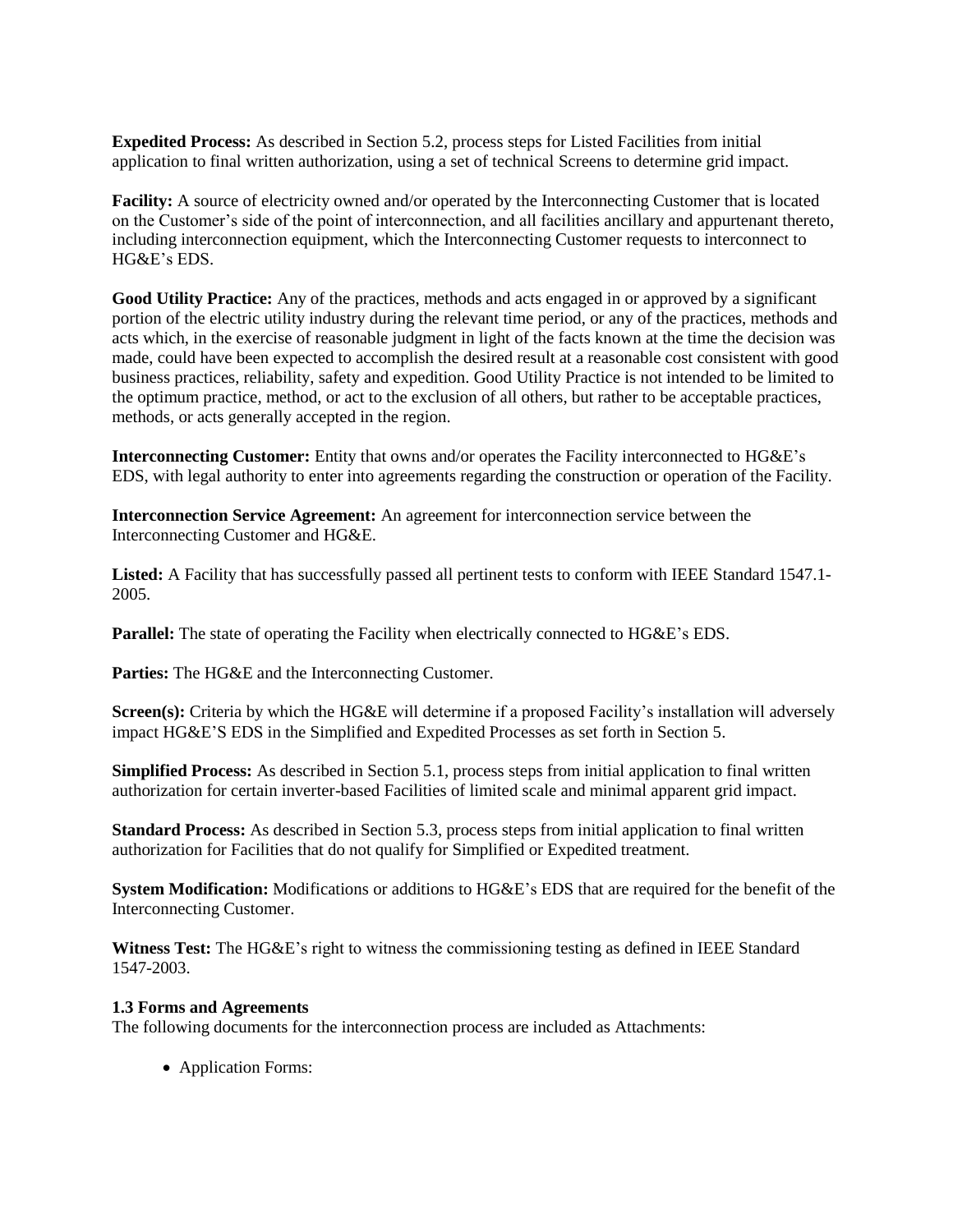**Expedited Process:** As described in Section 5.2, process steps for Listed Facilities from initial application to final written authorization, using a set of technical Screens to determine grid impact.

**Facility:** A source of electricity owned and/or operated by the Interconnecting Customer that is located on the Customer's side of the point of interconnection, and all facilities ancillary and appurtenant thereto, including interconnection equipment, which the Interconnecting Customer requests to interconnect to HG&E's EDS.

**Good Utility Practice:** Any of the practices, methods and acts engaged in or approved by a significant portion of the electric utility industry during the relevant time period, or any of the practices, methods and acts which, in the exercise of reasonable judgment in light of the facts known at the time the decision was made, could have been expected to accomplish the desired result at a reasonable cost consistent with good business practices, reliability, safety and expedition. Good Utility Practice is not intended to be limited to the optimum practice, method, or act to the exclusion of all others, but rather to be acceptable practices, methods, or acts generally accepted in the region.

**Interconnecting Customer:** Entity that owns and/or operates the Facility interconnected to HG&E's EDS, with legal authority to enter into agreements regarding the construction or operation of the Facility.

**Interconnection Service Agreement:** An agreement for interconnection service between the Interconnecting Customer and HG&E.

**Listed:** A Facility that has successfully passed all pertinent tests to conform with IEEE Standard 1547.1-2005.

**Parallel:** The state of operating the Facility when electrically connected to HG&E's EDS.

**Parties:** The HG&E and the Interconnecting Customer.

**Screen(s):** Criteria by which the HG&E will determine if a proposed Facility's installation will adversely impact HG&E'S EDS in the Simplified and Expedited Processes as set forth in Section 5.

**Simplified Process:** As described in Section 5.1, process steps from initial application to final written authorization for certain inverter-based Facilities of limited scale and minimal apparent grid impact.

**Standard Process:** As described in Section 5.3, process steps from initial application to final written authorization for Facilities that do not qualify for Simplified or Expedited treatment.

**System Modification:** Modifications or additions to HG&E's EDS that are required for the benefit of the Interconnecting Customer.

**Witness Test:** The HG&E's right to witness the commissioning testing as defined in IEEE Standard 1547-2003.

### 1.3 Forms and Agreements

The following documents for the interconnection process are included as Attachments:

- Application Forms: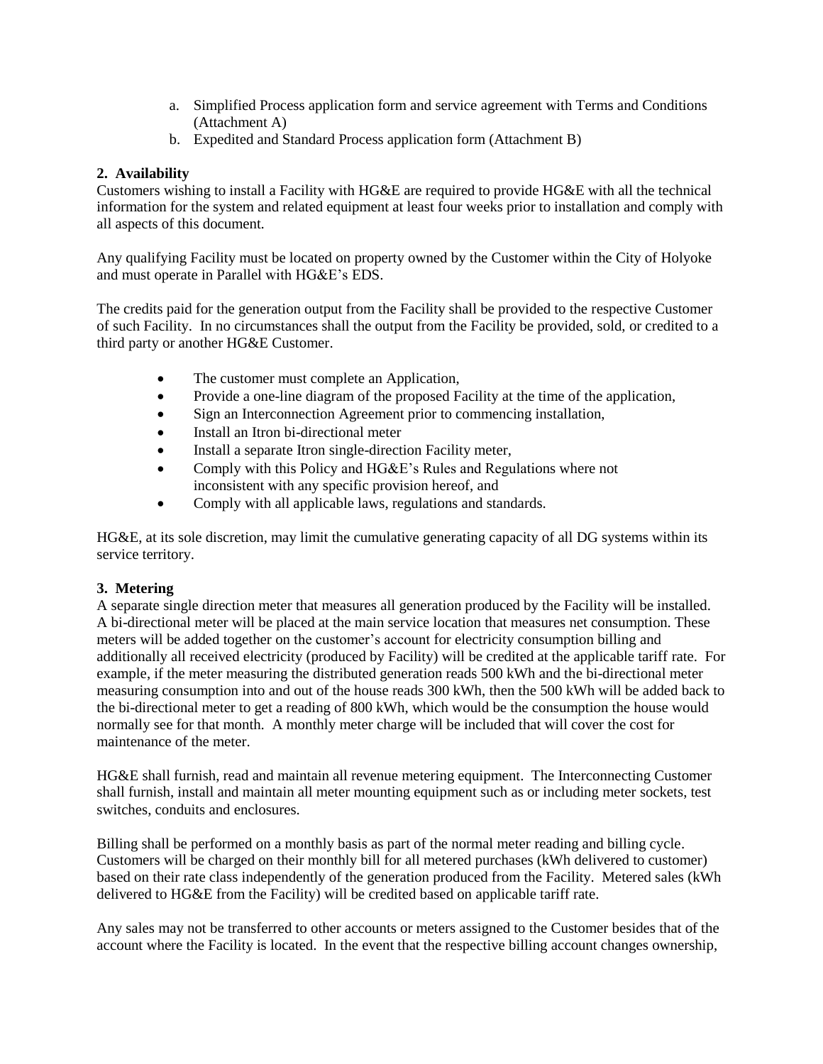a. Simplified Process application form and service agreement with Terms and Conditions (Attachment A)
   b. Expedited and Standard Process application form (Attachment B)

**2. Availability**

Customers wishing to install a Facility with HG&E are required to provide HG&E with all the technical information for the system and related equipment at least four weeks prior to installation and comply with all aspects of this document.

Any qualifying Facility must be located on property owned by the Customer within the City of Holyoke and must operate in Parallel with HG&E's EDS.

The credits paid for the generation output from the Facility shall be provided to the respective Customer of such Facility. In no circumstances shall the output from the Facility be provided, sold, or credited to a third party or another HG&E Customer.

- The customer must complete an Application,
- Provide a one-line diagram of the proposed Facility at the time of the application,
- Sign an Interconnection Agreement prior to commencing installation,
- Install an Itron bi-directional meter
- Install a separate Itron single-direction Facility meter,
- Comply with this Policy and HG&E's Rules and Regulations where not inconsistent with any specific provision hereof, and
- Comply with all applicable laws, regulations and standards.

HG&E, at its sole discretion, may limit the cumulative generating capacity of all DG systems within its service territory.

**3. Metering**

A separate single direction meter that measures all generation produced by the Facility will be installed. A bi-directional meter will be placed at the main service location that measures net consumption. These meters will be added together on the customer's account for electricity consumption billing and additionally all received electricity (produced by Facility) will be credited at the applicable tariff rate. For example, if the meter measuring the distributed generation reads 500 kWh and the bi-directional meter measuring consumption into and out of the house reads 300 kWh, then the 500 kWh will be added back to the bi-directional meter to get a reading of 800 kWh, which would be the consumption the house would normally see for that month. A monthly meter charge will be included that will cover the cost for maintenance of the meter.

HG&E shall furnish, read and maintain all revenue metering equipment. The Interconnecting Customer shall furnish, install and maintain all meter mounting equipment such as or including meter sockets, test switches, conduits and enclosures.

Billing shall be performed on a monthly basis as part of the normal meter reading and billing cycle. Customers will be charged on their monthly bill for all metered purchases (kWh delivered to customer) based on their rate class independently of the generation produced from the Facility. Metered sales (kWh delivered to HG&E from the Facility) will be credited based on applicable tariff rate.

Any sales may not be transferred to other accounts or meters assigned to the Customer besides that of the account where the Facility is located. In the event that the respective billing account changes ownership,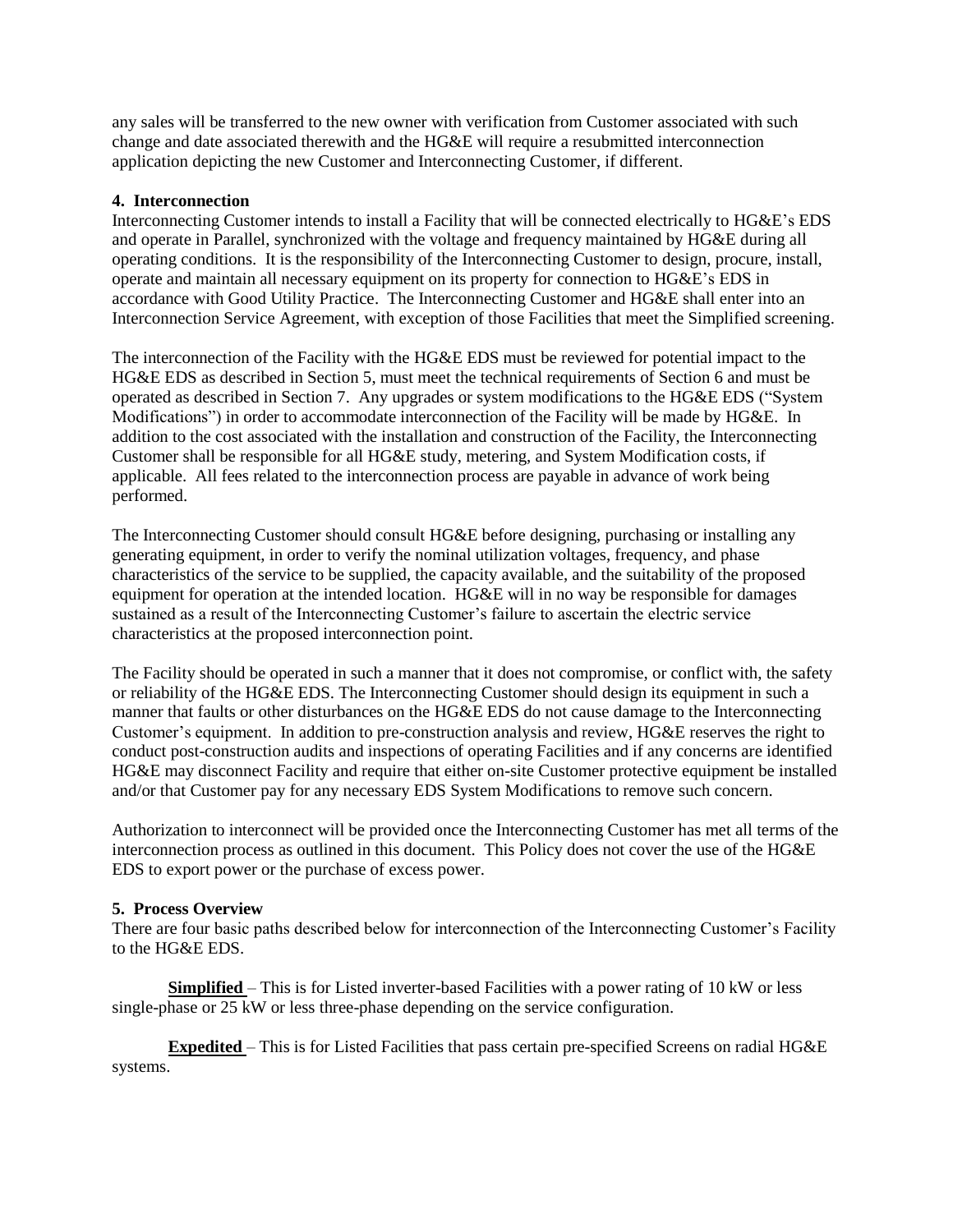any sales will be transferred to the new owner with verification from Customer associated with such change and date associated therewith and the HG&E will require a resubmitted interconnection application depicting the new Customer and Interconnecting Customer, if different.

## 4. Interconnection

Interconnecting Customer intends to install a Facility that will be connected electrically to HG&E's EDS and operate in Parallel, synchronized with the voltage and frequency maintained by HG&E during all operating conditions. It is the responsibility of the Interconnecting Customer to design, procure, install, operate and maintain all necessary equipment on its property for connection to HG&E's EDS in accordance with Good Utility Practice. The Interconnecting Customer and HG&E shall enter into an Interconnection Service Agreement, with exception of those Facilities that meet the Simplified screening.

The interconnection of the Facility with the HG&E EDS must be reviewed for potential impact to the HG&E EDS as described in Section 5, must meet the technical requirements of Section 6 and must be operated as described in Section 7. Any upgrades or system modifications to the HG&E EDS ("System Modifications") in order to accommodate interconnection of the Facility will be made by HG&E. In addition to the cost associated with the installation and construction of the Facility, the Interconnecting Customer shall be responsible for all HG&E study, metering, and System Modification costs, if applicable. All fees related to the interconnection process are payable in advance of work being performed.

The Interconnecting Customer should consult HG&E before designing, purchasing or installing any generating equipment, in order to verify the nominal utilization voltages, frequency, and phase characteristics of the service to be supplied, the capacity available, and the suitability of the proposed equipment for operation at the intended location. HG&E will in no way be responsible for damages sustained as a result of the Interconnecting Customer's failure to ascertain the electric service characteristics at the proposed interconnection point.

The Facility should be operated in such a manner that it does not compromise, or conflict with, the safety or reliability of the HG&E EDS. The Interconnecting Customer should design its equipment in such a manner that faults or other disturbances on the HG&E EDS do not cause damage to the Interconnecting Customer's equipment. In addition to pre-construction analysis and review, HG&E reserves the right to conduct post-construction audits and inspections of operating Facilities and if any concerns are identified HG&E may disconnect Facility and require that either on-site Customer protective equipment be installed and/or that Customer pay for any necessary EDS System Modifications to remove such concern.

Authorization to interconnect will be provided once the Interconnecting Customer has met all terms of the interconnection process as outlined in this document. This Policy does not cover the use of the HG&E EDS to export power or the purchase of excess power.

## 5. Process Overview

There are four basic paths described below for interconnection of the Interconnecting Customer's Facility to the HG&E EDS.

**Simplified** – This is for Listed inverter-based Facilities with a power rating of 10 kW or less single-phase or 25 kW or less three-phase depending on the service configuration.

**Expedited** – This is for Listed Facilities that pass certain pre-specified Screens on radial HG&E systems.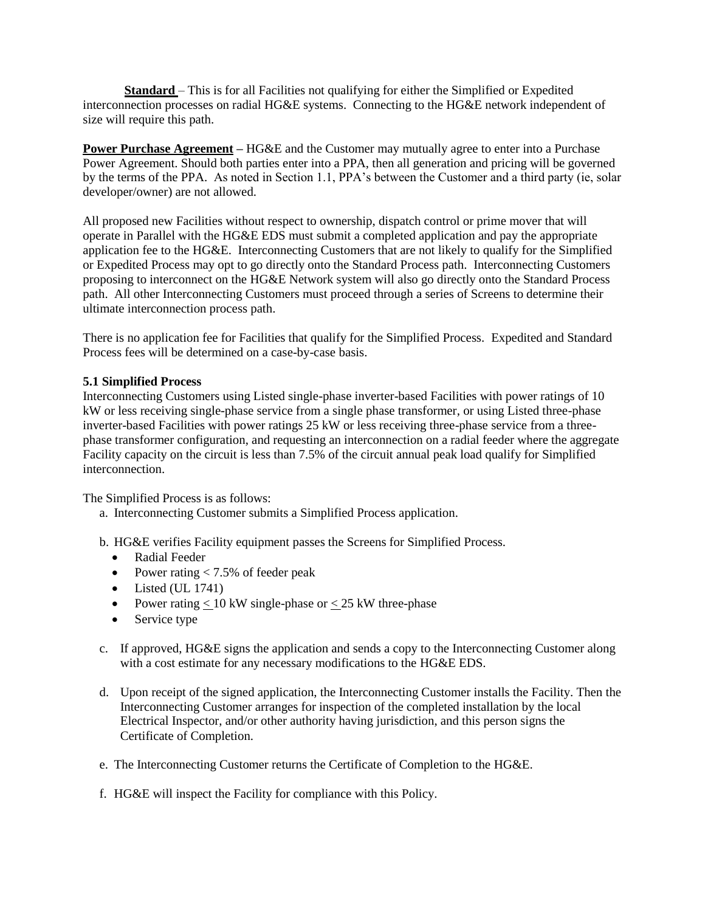**Standard** – This is for all Facilities not qualifying for either the Simplified or Expedited interconnection processes on radial HG&E systems. Connecting to the HG&E network independent of size will require this path.

**Power Purchase Agreement** – HG&E and the Customer may mutually agree to enter into a Purchase Power Agreement. Should both parties enter into a PPA, then all generation and pricing will be governed by the terms of the PPA. As noted in Section 1.1, PPA's between the Customer and a third party (ie, solar developer/owner) are not allowed.

All proposed new Facilities without respect to ownership, dispatch control or prime mover that will operate in Parallel with the HG&E EDS must submit a completed application and pay the appropriate application fee to the HG&E. Interconnecting Customers that are not likely to qualify for the Simplified or Expedited Process may opt to go directly onto the Standard Process path. Interconnecting Customers proposing to interconnect on the HG&E Network system will also go directly onto the Standard Process path. All other Interconnecting Customers must proceed through a series of Screens to determine their ultimate interconnection process path.

There is no application fee for Facilities that qualify for the Simplified Process. Expedited and Standard Process fees will be determined on a case-by-case basis.

### 5.1 Simplified Process

Interconnecting Customers using Listed single-phase inverter-based Facilities with power ratings of 10 kW or less receiving single-phase service from a single phase transformer, or using Listed three-phase inverter-based Facilities with power ratings 25 kW or less receiving three-phase service from a three-phase transformer configuration, and requesting an interconnection on a radial feeder where the aggregate Facility capacity on the circuit is less than 7.5% of the circuit annual peak load qualify for Simplified interconnection.

The Simplified Process is as follows:

a. Interconnecting Customer submits a Simplified Process application.

b. HG&E verifies Facility equipment passes the Screens for Simplified Process.
   - Radial Feeder
   - Power rating < 7.5% of feeder peak
   - Listed (UL 1741)
   - Power rating ≤ 10 kW single-phase or ≤ 25 kW three-phase
   - Service type

c. If approved, HG&E signs the application and sends a copy to the Interconnecting Customer along with a cost estimate for any necessary modifications to the HG&E EDS.

d. Upon receipt of the signed application, the Interconnecting Customer installs the Facility. Then the Interconnecting Customer arranges for inspection of the completed installation by the local Electrical Inspector, and/or other authority having jurisdiction, and this person signs the Certificate of Completion.

e. The Interconnecting Customer returns the Certificate of Completion to the HG&E.

f. HG&E will inspect the Facility for compliance with this Policy.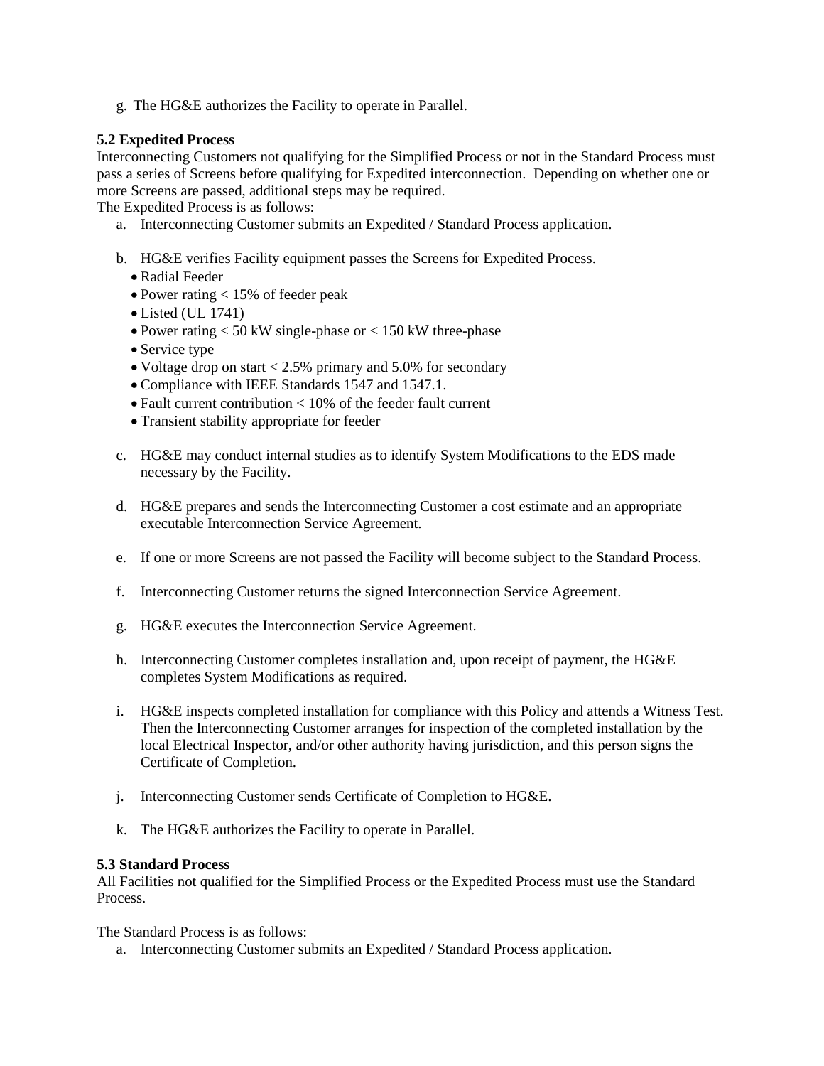g. The HG&E authorizes the Facility to operate in Parallel.

**5.2 Expedited Process**

Interconnecting Customers not qualifying for the Simplified Process or not in the Standard Process must pass a series of Screens before qualifying for Expedited interconnection. Depending on whether one or more Screens are passed, additional steps may be required.

The Expedited Process is as follows:

a. Interconnecting Customer submits an Expedited / Standard Process application.

b. HG&E verifies Facility equipment passes the Screens for Expedited Process.
   - Radial Feeder
   - Power rating < 15% of feeder peak
   - Listed (UL 1741)
   - Power rating ≤ 50 kW single-phase or ≤ 150 kW three-phase
   - Service type
   - Voltage drop on start < 2.5% primary and 5.0% for secondary
   - Compliance with IEEE Standards 1547 and 1547.1.
   - Fault current contribution < 10% of the feeder fault current
   - Transient stability appropriate for feeder

c. HG&E may conduct internal studies as to identify System Modifications to the EDS made necessary by the Facility.

d. HG&E prepares and sends the Interconnecting Customer a cost estimate and an appropriate executable Interconnection Service Agreement.

e. If one or more Screens are not passed the Facility will become subject to the Standard Process.

f. Interconnecting Customer returns the signed Interconnection Service Agreement.

g. HG&E executes the Interconnection Service Agreement.

h. Interconnecting Customer completes installation and, upon receipt of payment, the HG&E completes System Modifications as required.

i. HG&E inspects completed installation for compliance with this Policy and attends a Witness Test. Then the Interconnecting Customer arranges for inspection of the completed installation by the local Electrical Inspector, and/or other authority having jurisdiction, and this person signs the Certificate of Completion.

j. Interconnecting Customer sends Certificate of Completion to HG&E.

k. The HG&E authorizes the Facility to operate in Parallel.

**5.3 Standard Process**

All Facilities not qualified for the Simplified Process or the Expedited Process must use the Standard Process.

The Standard Process is as follows:

a. Interconnecting Customer submits an Expedited / Standard Process application.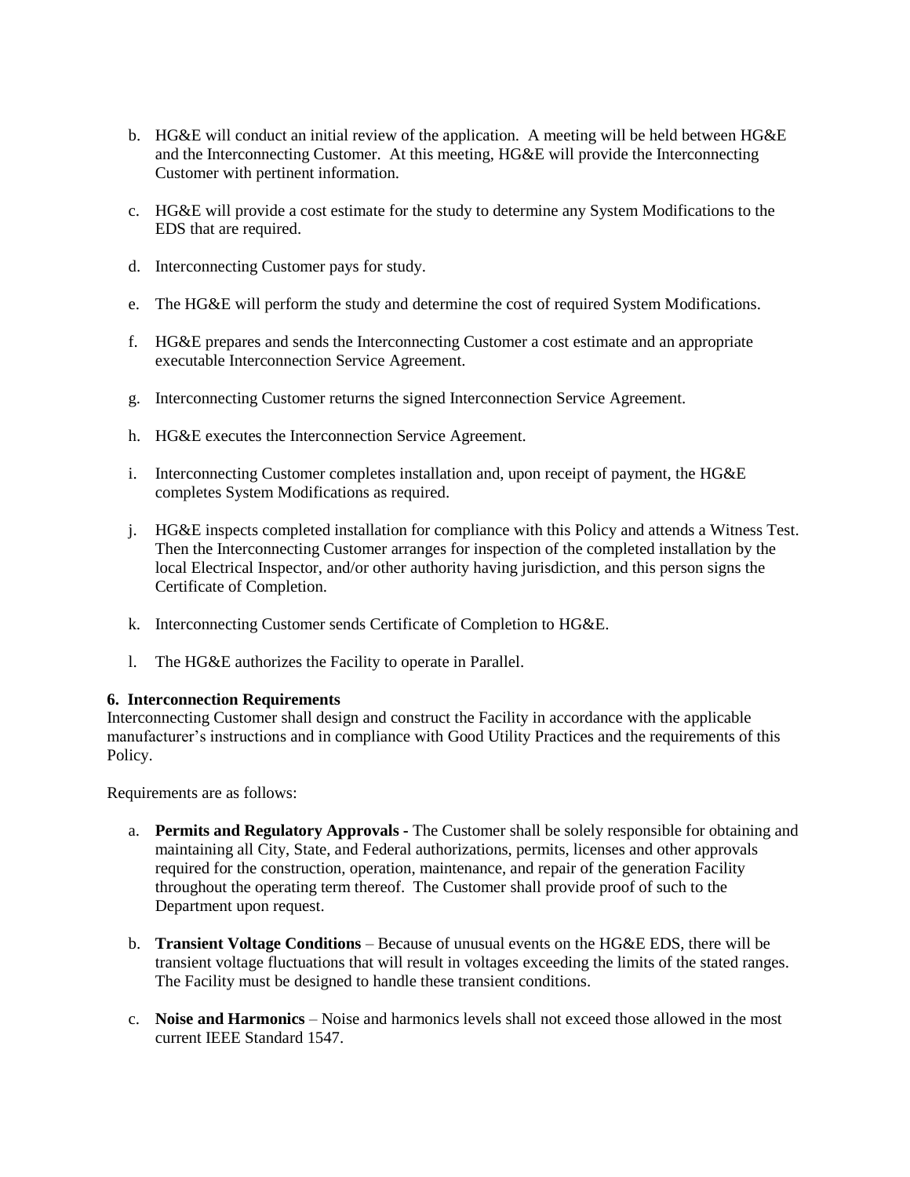b. HG&E will conduct an initial review of the application. A meeting will be held between HG&E and the Interconnecting Customer. At this meeting, HG&E will provide the Interconnecting Customer with pertinent information.

c. HG&E will provide a cost estimate for the study to determine any System Modifications to the EDS that are required.

d. Interconnecting Customer pays for study.

e. The HG&E will perform the study and determine the cost of required System Modifications.

f. HG&E prepares and sends the Interconnecting Customer a cost estimate and an appropriate executable Interconnection Service Agreement.

g. Interconnecting Customer returns the signed Interconnection Service Agreement.

h. HG&E executes the Interconnection Service Agreement.

i. Interconnecting Customer completes installation and, upon receipt of payment, the HG&E completes System Modifications as required.

j. HG&E inspects completed installation for compliance with this Policy and attends a Witness Test. Then the Interconnecting Customer arranges for inspection of the completed installation by the local Electrical Inspector, and/or other authority having jurisdiction, and this person signs the Certificate of Completion.

k. Interconnecting Customer sends Certificate of Completion to HG&E.

l. The HG&E authorizes the Facility to operate in Parallel.

**6. Interconnection Requirements**

Interconnecting Customer shall design and construct the Facility in accordance with the applicable manufacturer's instructions and in compliance with Good Utility Practices and the requirements of this Policy.

Requirements are as follows:

a. **Permits and Regulatory Approvals -** The Customer shall be solely responsible for obtaining and maintaining all City, State, and Federal authorizations, permits, licenses and other approvals required for the construction, operation, maintenance, and repair of the generation Facility throughout the operating term thereof. The Customer shall provide proof of such to the Department upon request.

b. **Transient Voltage Conditions** – Because of unusual events on the HG&E EDS, there will be transient voltage fluctuations that will result in voltages exceeding the limits of the stated ranges. The Facility must be designed to handle these transient conditions.

c. **Noise and Harmonics** – Noise and harmonics levels shall not exceed those allowed in the most current IEEE Standard 1547.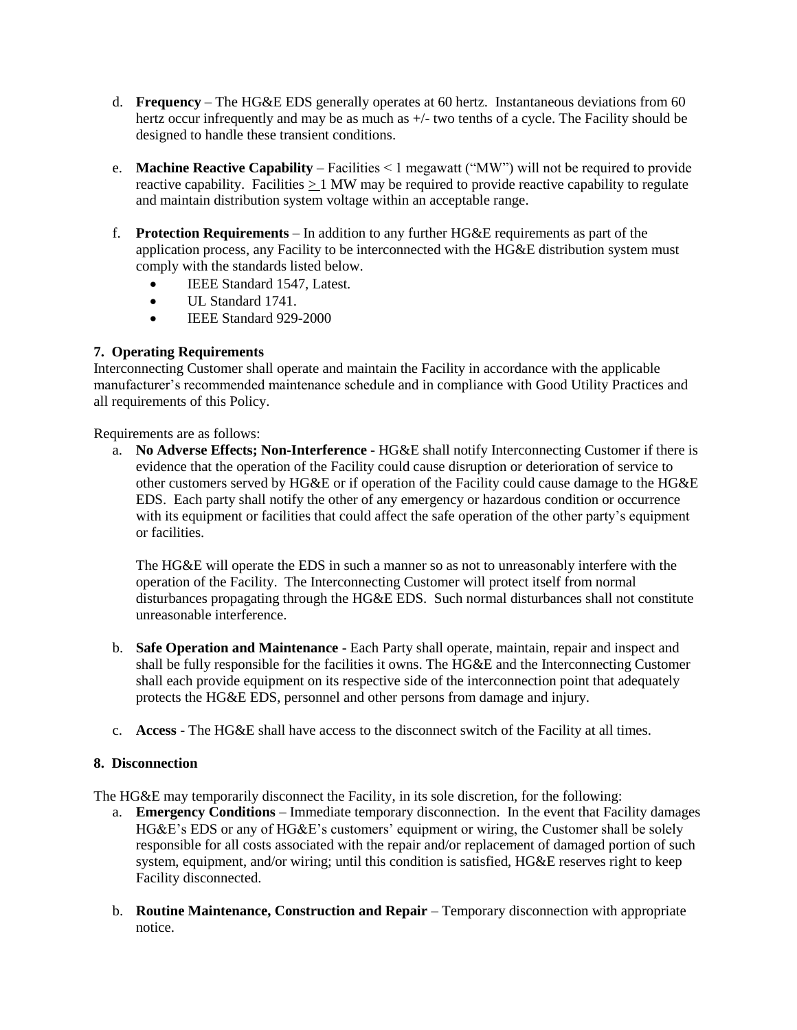d. **Frequency** – The HG&E EDS generally operates at 60 hertz. Instantaneous deviations from 60 hertz occur infrequently and may be as much as +/- two tenths of a cycle. The Facility should be designed to handle these transient conditions.

e. **Machine Reactive Capability** – Facilities < 1 megawatt ("MW") will not be required to provide reactive capability. Facilities ≥ 1 MW may be required to provide reactive capability to regulate and maintain distribution system voltage within an acceptable range.

f. **Protection Requirements** – In addition to any further HG&E requirements as part of the application process, any Facility to be interconnected with the HG&E distribution system must comply with the standards listed below.

- IEEE Standard 1547, Latest.
- UL Standard 1741.
- IEEE Standard 929-2000

**7. Operating Requirements**

Interconnecting Customer shall operate and maintain the Facility in accordance with the applicable manufacturer's recommended maintenance schedule and in compliance with Good Utility Practices and all requirements of this Policy.

Requirements are as follows:

a. **No Adverse Effects; Non-Interference** - HG&E shall notify Interconnecting Customer if there is evidence that the operation of the Facility could cause disruption or deterioration of service to other customers served by HG&E or if operation of the Facility could cause damage to the HG&E EDS. Each party shall notify the other of any emergency or hazardous condition or occurrence with its equipment or facilities that could affect the safe operation of the other party's equipment or facilities.

   The HG&E will operate the EDS in such a manner so as not to unreasonably interfere with the operation of the Facility. The Interconnecting Customer will protect itself from normal disturbances propagating through the HG&E EDS. Such normal disturbances shall not constitute unreasonable interference.

b. **Safe Operation and Maintenance** - Each Party shall operate, maintain, repair and inspect and shall be fully responsible for the facilities it owns. The HG&E and the Interconnecting Customer shall each provide equipment on its respective side of the interconnection point that adequately protects the HG&E EDS, personnel and other persons from damage and injury.

c. **Access** - The HG&E shall have access to the disconnect switch of the Facility at all times.

**8. Disconnection**

The HG&E may temporarily disconnect the Facility, in its sole discretion, for the following:

a. **Emergency Conditions** – Immediate temporary disconnection. In the event that Facility damages HG&E's EDS or any of HG&E's customers' equipment or wiring, the Customer shall be solely responsible for all costs associated with the repair and/or replacement of damaged portion of such system, equipment, and/or wiring; until this condition is satisfied, HG&E reserves right to keep Facility disconnected.

b. **Routine Maintenance, Construction and Repair** – Temporary disconnection with appropriate notice.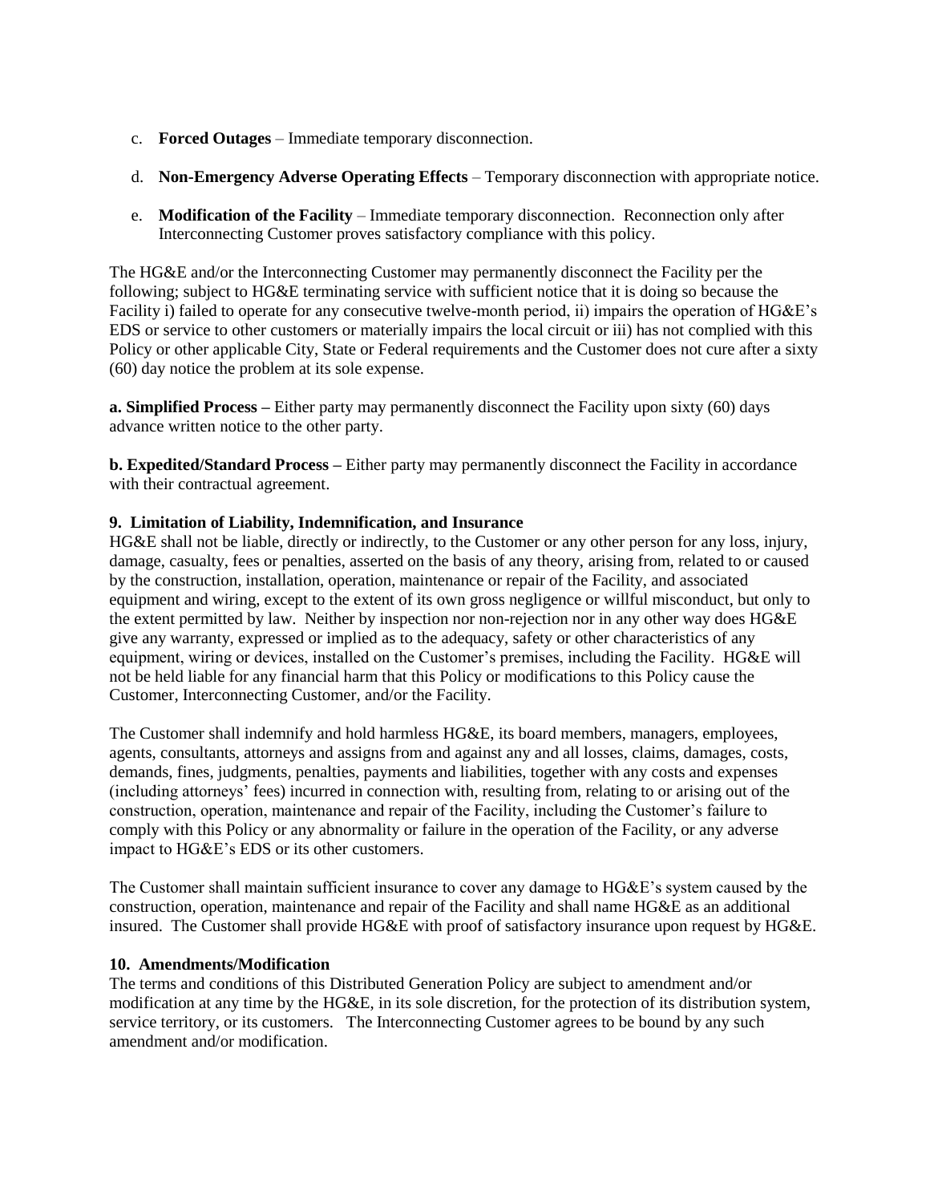c. **Forced Outages** – Immediate temporary disconnection.

d. **Non-Emergency Adverse Operating Effects** – Temporary disconnection with appropriate notice.

e. **Modification of the Facility** – Immediate temporary disconnection. Reconnection only after Interconnecting Customer proves satisfactory compliance with this policy.

The HG&E and/or the Interconnecting Customer may permanently disconnect the Facility per the following; subject to HG&E terminating service with sufficient notice that it is doing so because the Facility i) failed to operate for any consecutive twelve-month period, ii) impairs the operation of HG&E's EDS or service to other customers or materially impairs the local circuit or iii) has not complied with this Policy or other applicable City, State or Federal requirements and the Customer does not cure after a sixty (60) day notice the problem at its sole expense.

**a. Simplified Process –** Either party may permanently disconnect the Facility upon sixty (60) days advance written notice to the other party.

**b. Expedited/Standard Process –** Either party may permanently disconnect the Facility in accordance with their contractual agreement.

**9. Limitation of Liability, Indemnification, and Insurance**

HG&E shall not be liable, directly or indirectly, to the Customer or any other person for any loss, injury, damage, casualty, fees or penalties, asserted on the basis of any theory, arising from, related to or caused by the construction, installation, operation, maintenance or repair of the Facility, and associated equipment and wiring, except to the extent of its own gross negligence or willful misconduct, but only to the extent permitted by law. Neither by inspection nor non-rejection nor in any other way does HG&E give any warranty, expressed or implied as to the adequacy, safety or other characteristics of any equipment, wiring or devices, installed on the Customer's premises, including the Facility. HG&E will not be held liable for any financial harm that this Policy or modifications to this Policy cause the Customer, Interconnecting Customer, and/or the Facility.

The Customer shall indemnify and hold harmless HG&E, its board members, managers, employees, agents, consultants, attorneys and assigns from and against any and all losses, claims, damages, costs, demands, fines, judgments, penalties, payments and liabilities, together with any costs and expenses (including attorneys' fees) incurred in connection with, resulting from, relating to or arising out of the construction, operation, maintenance and repair of the Facility, including the Customer's failure to comply with this Policy or any abnormality or failure in the operation of the Facility, or any adverse impact to HG&E's EDS or its other customers.

The Customer shall maintain sufficient insurance to cover any damage to HG&E's system caused by the construction, operation, maintenance and repair of the Facility and shall name HG&E as an additional insured. The Customer shall provide HG&E with proof of satisfactory insurance upon request by HG&E.

**10. Amendments/Modification**

The terms and conditions of this Distributed Generation Policy are subject to amendment and/or modification at any time by the HG&E, in its sole discretion, for the protection of its distribution system, service territory, or its customers. The Interconnecting Customer agrees to be bound by any such amendment and/or modification.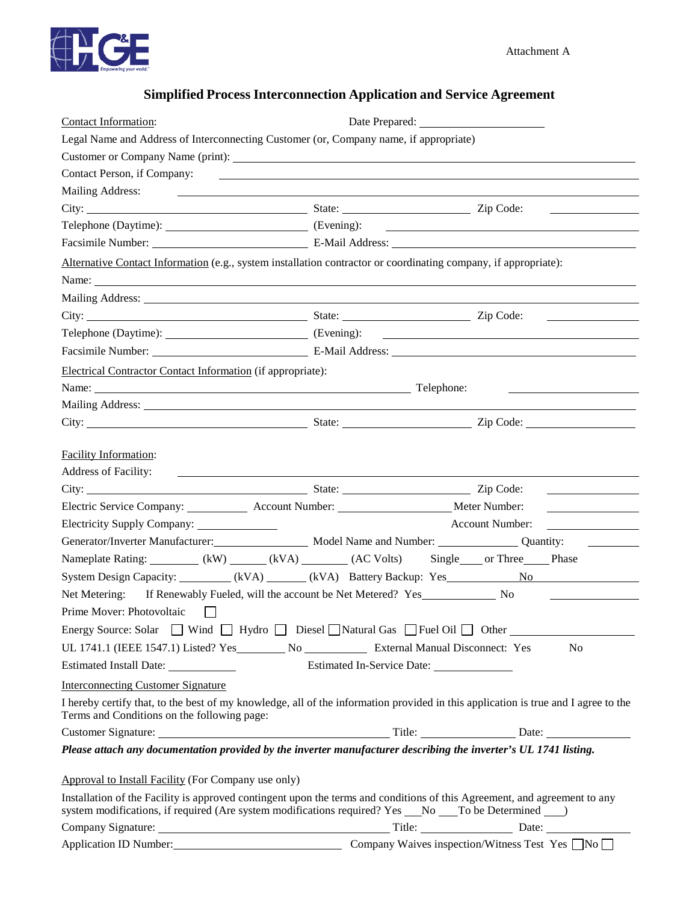Attachment A

# Simplified Process Interconnection Application and Service Agreement

Contact Information: Date Prepared: ____________________

Legal Name and Address of Interconnecting Customer (or, Company name, if appropriate)

Customer or Company Name (print): ____________________

Contact Person, if Company: ____________________

Mailing Address: ____________________

City: ____________________ State: ____________________ Zip Code: ____________________

Telephone (Daytime): ____________________ (Evening): ____________________

Facsimile Number: ____________________ E-Mail Address: ____________________

Alternative Contact Information (e.g., system installation contractor or coordinating company, if appropriate):

Name: ____________________

Mailing Address: ____________________

City: ____________________ State: ____________________ Zip Code: ____________________

Telephone (Daytime): ____________________ (Evening): ____________________

Facsimile Number: ____________________ E-Mail Address: ____________________

Electrical Contractor Contact Information (if appropriate):

Name: ____________________ Telephone: ____________________

Mailing Address: ____________________

City: ____________________ State: ____________________ Zip Code: ____________________

Facility Information:

Address of Facility: ____________________

City: ____________________ State: ____________________ Zip Code: ____________________

Electric Service Company: __________ Account Number: ____________________ Meter Number: ____________________

Electricity Supply Company: ______________ Account Number: ____________________

Generator/Inverter Manufacturer:________________ Model Name and Number: ______________ Quantity: __________

Nameplate Rating: ________ (kW) ______ (kVA) ________ (AC Volts) Single____ or Three_____ Phase

System Design Capacity: _________ (kVA) _______ (kVA) Battery Backup: Yes___________ No__________

Net Metering: If Renewably Fueled, will the account be Net Metered? Yes____________ No __________

Prime Mover: Photovoltaic ☐

Energy Source: Solar ☐ Wind ☐ Hydro ☐ Diesel ☐ Natural Gas ☐ Fuel Oil ☐ Other ____________________

UL 1741.1 (IEEE 1547.1) Listed? Yes________ No __________ External Manual Disconnect: Yes No

Estimated Install Date: ____________ Estimated In-Service Date: ______________

Interconnecting Customer Signature

I hereby certify that, to the best of my knowledge, all of the information provided in this application is true and I agree to the Terms and Conditions on the following page:

Customer Signature: ____________________ Title: ______________ Date: ______________

***Please attach any documentation provided by the inverter manufacturer describing the inverter's UL 1741 listing.***

Approval to Install Facility (For Company use only)

Installation of the Facility is approved contingent upon the terms and conditions of this Agreement, and agreement to any system modifications, if required (Are system modifications required? Yes ___No ___To be Determined ___)

Company Signature: ____________________ Title: ______________ Date: ______________

Application ID Number:____________________ Company Waives inspection/Witness Test Yes ☐No ☐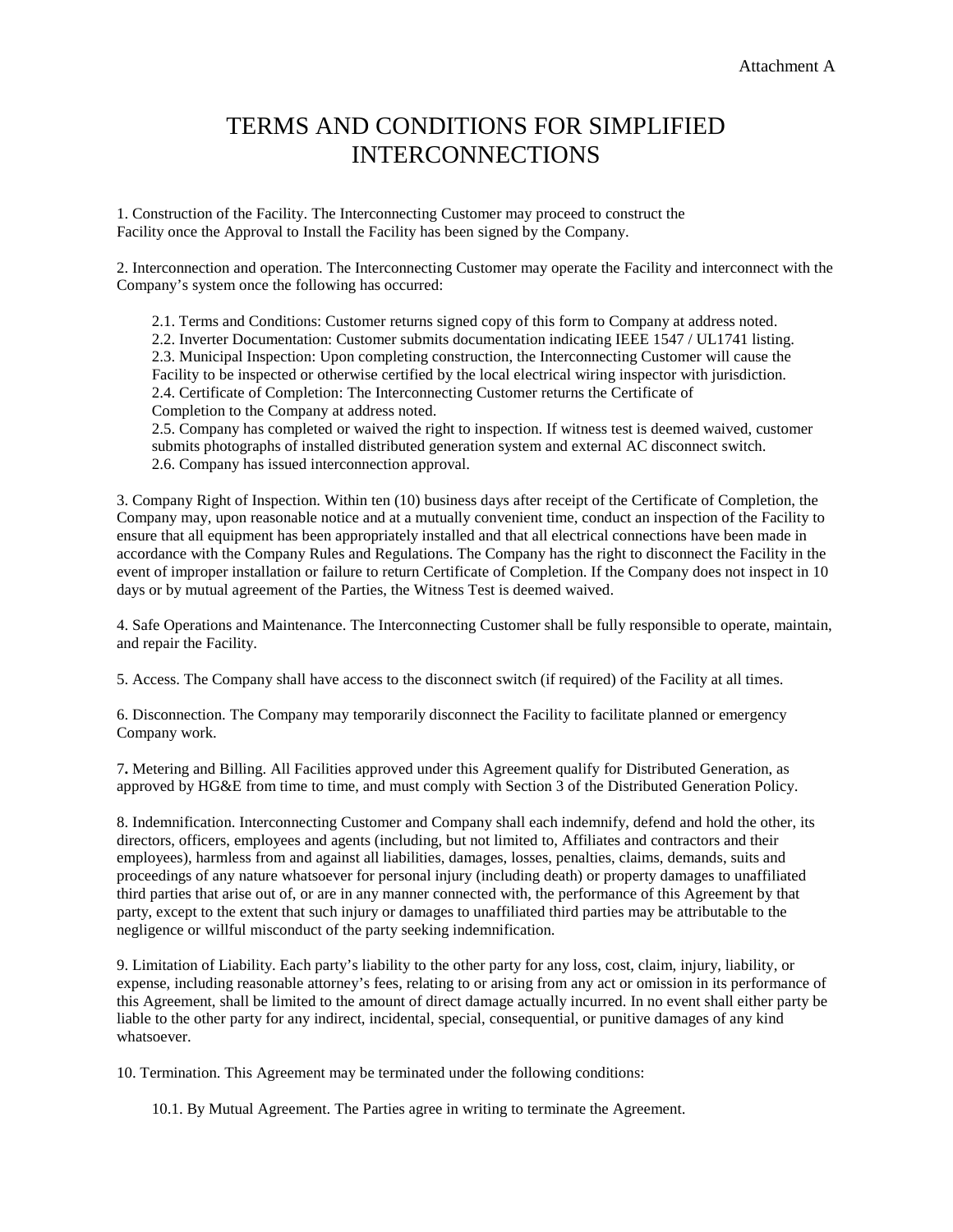Attachment A

# TERMS AND CONDITIONS FOR SIMPLIFIED INTERCONNECTIONS

1. Construction of the Facility. The Interconnecting Customer may proceed to construct the Facility once the Approval to Install the Facility has been signed by the Company.

2. Interconnection and operation. The Interconnecting Customer may operate the Facility and interconnect with the Company's system once the following has occurred:

   2.1. Terms and Conditions: Customer returns signed copy of this form to Company at address noted.
   2.2. Inverter Documentation: Customer submits documentation indicating IEEE 1547 / UL1741 listing.
   2.3. Municipal Inspection: Upon completing construction, the Interconnecting Customer will cause the Facility to be inspected or otherwise certified by the local electrical wiring inspector with jurisdiction.
   2.4. Certificate of Completion: The Interconnecting Customer returns the Certificate of Completion to the Company at address noted.
   2.5. Company has completed or waived the right to inspection. If witness test is deemed waived, customer submits photographs of installed distributed generation system and external AC disconnect switch.
   2.6. Company has issued interconnection approval.

3. Company Right of Inspection. Within ten (10) business days after receipt of the Certificate of Completion, the Company may, upon reasonable notice and at a mutually convenient time, conduct an inspection of the Facility to ensure that all equipment has been appropriately installed and that all electrical connections have been made in accordance with the Company Rules and Regulations. The Company has the right to disconnect the Facility in the event of improper installation or failure to return Certificate of Completion. If the Company does not inspect in 10 days or by mutual agreement of the Parties, the Witness Test is deemed waived.

4. Safe Operations and Maintenance. The Interconnecting Customer shall be fully responsible to operate, maintain, and repair the Facility.

5. Access. The Company shall have access to the disconnect switch (if required) of the Facility at all times.

6. Disconnection. The Company may temporarily disconnect the Facility to facilitate planned or emergency Company work.

7**.** Metering and Billing. All Facilities approved under this Agreement qualify for Distributed Generation, as approved by HG&E from time to time, and must comply with Section 3 of the Distributed Generation Policy.

8. Indemnification. Interconnecting Customer and Company shall each indemnify, defend and hold the other, its directors, officers, employees and agents (including, but not limited to, Affiliates and contractors and their employees), harmless from and against all liabilities, damages, losses, penalties, claims, demands, suits and proceedings of any nature whatsoever for personal injury (including death) or property damages to unaffiliated third parties that arise out of, or are in any manner connected with, the performance of this Agreement by that party, except to the extent that such injury or damages to unaffiliated third parties may be attributable to the negligence or willful misconduct of the party seeking indemnification.

9. Limitation of Liability. Each party's liability to the other party for any loss, cost, claim, injury, liability, or expense, including reasonable attorney's fees, relating to or arising from any act or omission in its performance of this Agreement, shall be limited to the amount of direct damage actually incurred. In no event shall either party be liable to the other party for any indirect, incidental, special, consequential, or punitive damages of any kind whatsoever.

10. Termination. This Agreement may be terminated under the following conditions:

   10.1. By Mutual Agreement. The Parties agree in writing to terminate the Agreement.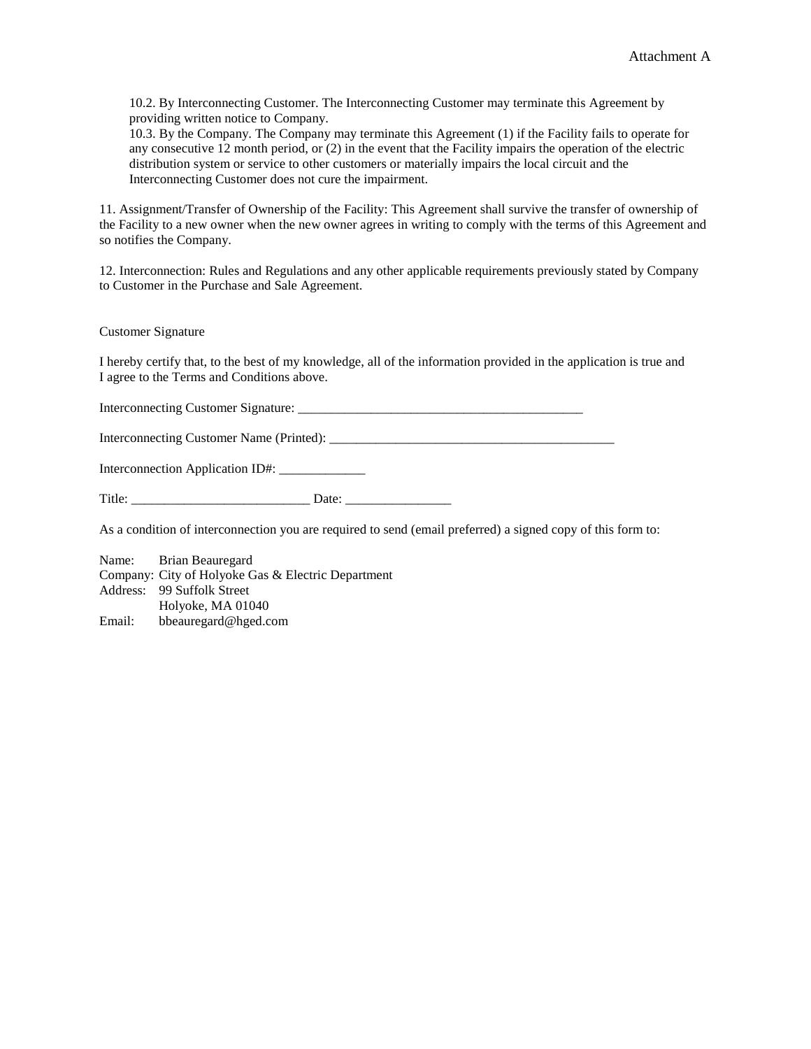Attachment A

10.2. By Interconnecting Customer. The Interconnecting Customer may terminate this Agreement by providing written notice to Company.
10.3. By the Company. The Company may terminate this Agreement (1) if the Facility fails to operate for any consecutive 12 month period, or (2) in the event that the Facility impairs the operation of the electric distribution system or service to other customers or materially impairs the local circuit and the Interconnecting Customer does not cure the impairment.

11. Assignment/Transfer of Ownership of the Facility: This Agreement shall survive the transfer of ownership of the Facility to a new owner when the new owner agrees in writing to comply with the terms of this Agreement and so notifies the Company.

12. Interconnection: Rules and Regulations and any other applicable requirements previously stated by Company to Customer in the Purchase and Sale Agreement.

Customer Signature

I hereby certify that, to the best of my knowledge, all of the information provided in the application is true and I agree to the Terms and Conditions above.

Interconnecting Customer Signature: ____________________________________________

Interconnecting Customer Name (Printed): ____________________________________________

Interconnection Application ID#: _____________

Title: ___________________________ Date: ________________

As a condition of interconnection you are required to send (email preferred) a signed copy of this form to:

Name: Brian Beauregard
Company: City of Holyoke Gas & Electric Department
Address: 99 Suffolk Street
Holyoke, MA 01040
Email: bbeauregard@hged.com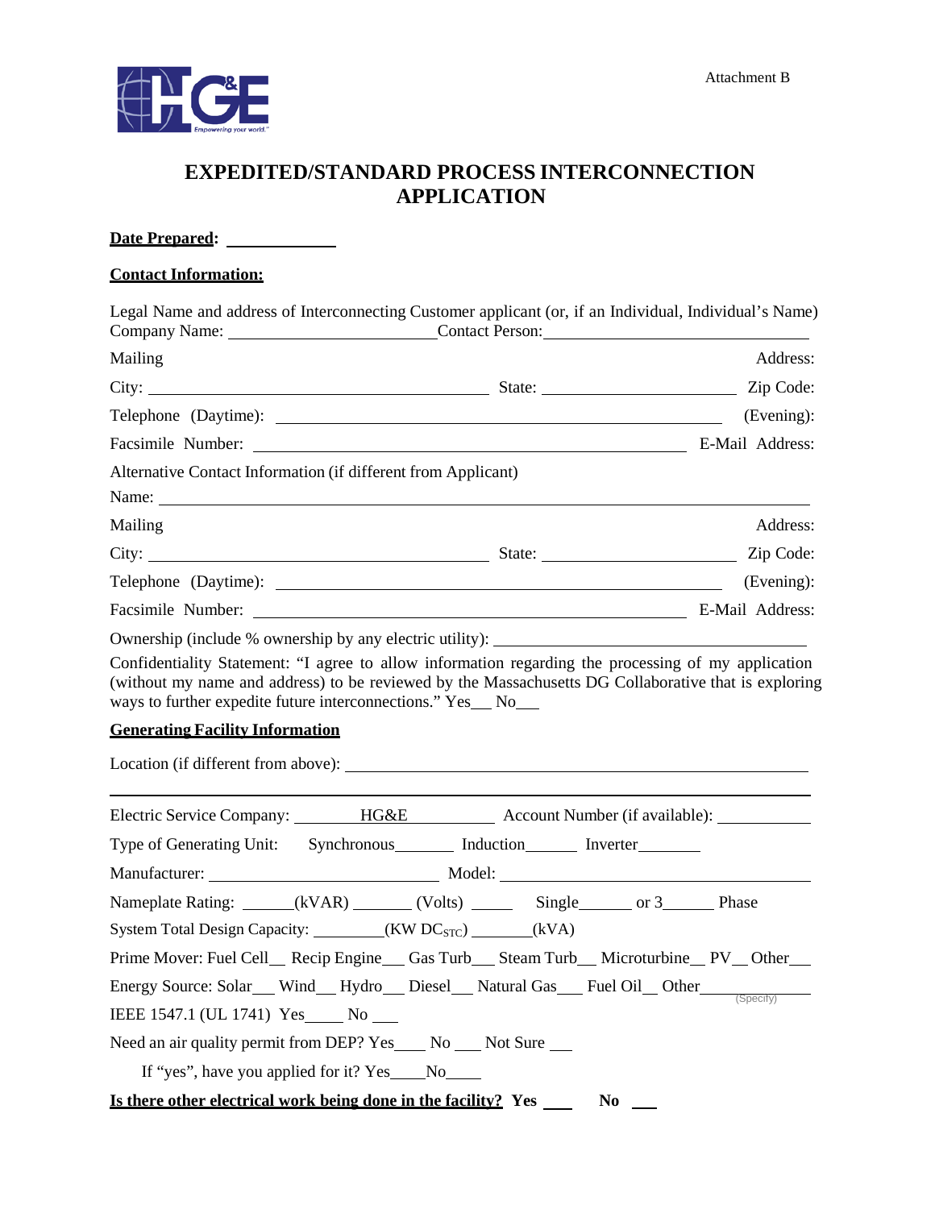Attachment B

# EXPEDITED/STANDARD PROCESS INTERCONNECTION APPLICATION

**<u>Date Prepared</u>:** ____________

**<u>Contact Information:</u>**

Legal Name and address of Interconnecting Customer applicant (or, if an Individual, Individual's Name)
Company Name: ________________________ Contact Person: ______________________________

Mailing Address:

City: ________________________________________ State: ______________________ Zip Code:

Telephone (Daytime): ____________________________________________________ (Evening):

Facsimile Number: _________________________________________________ E-Mail Address:

Alternative Contact Information (if different from Applicant)

Name: ________________________________________________________________________________

Mailing Address:

City: ________________________________________ State: ______________________ Zip Code:

Telephone (Daytime): ____________________________________________________ (Evening):

Facsimile Number: _________________________________________________ E-Mail Address:

Ownership (include % ownership by any electric utility): ____________________________________

Confidentiality Statement: "I agree to allow information regarding the processing of my application (without my name and address) to be reviewed by the Massachusetts DG Collaborative that is exploring ways to further expedite future interconnections." Yes___ No___

**<u>Generating Facility Information</u>**

Location (if different from above): ____________________________________________________

______________________________________________________________________________________

Electric Service Company: ______HG&E__________ Account Number (if available): ___________

Type of Generating Unit: Synchronous_______ Induction______ Inverter_______

Manufacturer: ___________________________ Model: ______________________________________

Nameplate Rating: ______(kVAR) _______ (Volts) _____ Single______ or 3______ Phase

System Total Design Capacity: ________(KW $DC_{STC}$) _______(kVA)

Prime Mover: Fuel Cell__ Recip Engine___ Gas Turb___ Steam Turb__ Microturbine__ PV__ Other___

Energy Source: Solar___ Wind__ Hydro___ Diesel___ Natural Gas___ Fuel Oil__ Other____________ (Specify)

IEEE 1547.1 (UL 1741) Yes_____ No ___

Need an air quality permit from DEP? Yes____ No ___ Not Sure ___

If "yes", have you applied for it? Yes____No____

**<u>Is there other electrical work being done in the facility?</u> Yes ___ No ___**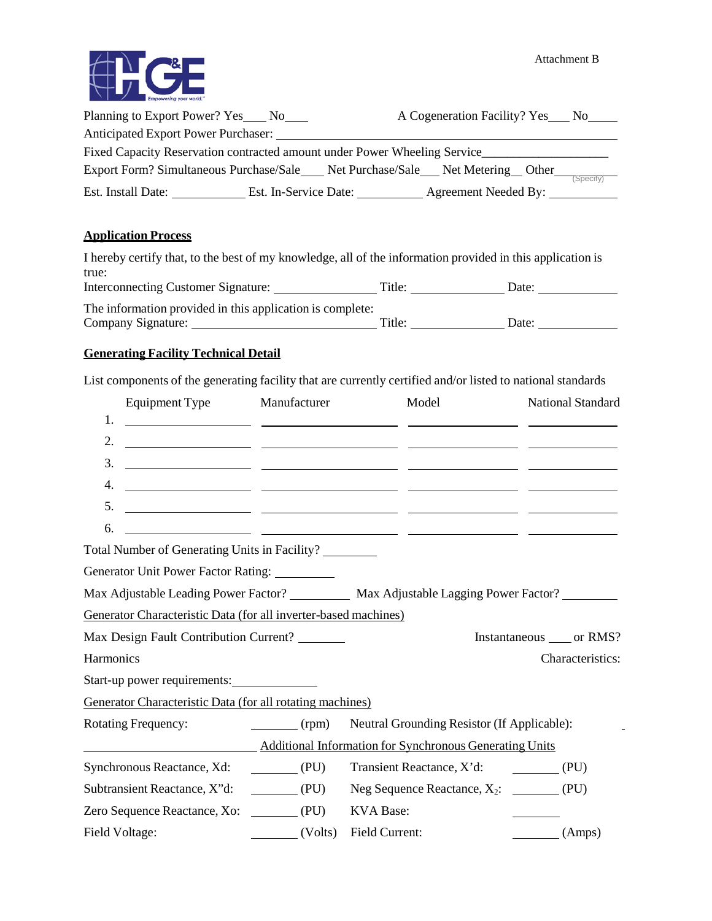Attachment B

Planning to Export Power? Yes____ No____ A Cogeneration Facility? Yes___ No_____

Anticipated Export Power Purchaser: ____________________

Fixed Capacity Reservation contracted amount under Power Wheeling Service____________________

Export Form? Simultaneous Purchase/Sale____ Net Purchase/Sale___ Net Metering__ Other________ (Specify)

Est. Install Date: ____________ Est. In-Service Date: ___________ Agreement Needed By: ___________

**Application Process**

I hereby certify that, to the best of my knowledge, all of the information provided in this application is true:

Interconnecting Customer Signature: ________________ Title: _______________ Date: ____________

The information provided in this application is complete:

Company Signature: ______________________________ Title: _______________ Date: ____________

**Generating Facility Technical Detail**

List components of the generating facility that are currently certified and/or listed to national standards

| | Equipment Type | Manufacturer | Model | National Standard |
|---|---|---|---|---|
| 1. | | | | |
| 2. | | | | |
| 3. | | | | |
| 4. | | | | |
| 5. | | | | |
| 6. | | | | |

Total Number of Generating Units in Facility? _________

Generator Unit Power Factor Rating: __________

Max Adjustable Leading Power Factor? __________ Max Adjustable Lagging Power Factor? _________

Generator Characteristic Data (for all inverter-based machines)

Max Design Fault Contribution Current? ________ Instantaneous ____ or RMS?

Harmonics Characteristics:

Start-up power requirements:______________

Generator Characteristic Data (for all rotating machines)

Rotating Frequency: ________ (rpm) Neutral Grounding Resistor (If Applicable):

Additional Information for Synchronous Generating Units

Synchronous Reactance, Xd: ________ (PU) Transient Reactance, X'd: ________ (PU)

Subtransient Reactance, X"d: ________ (PU) Neg Sequence Reactance, $X_2$: ________ (PU)

Zero Sequence Reactance, Xo: ________ (PU) KVA Base: ________

Field Voltage: ________ (Volts) Field Current: ________ (Amps)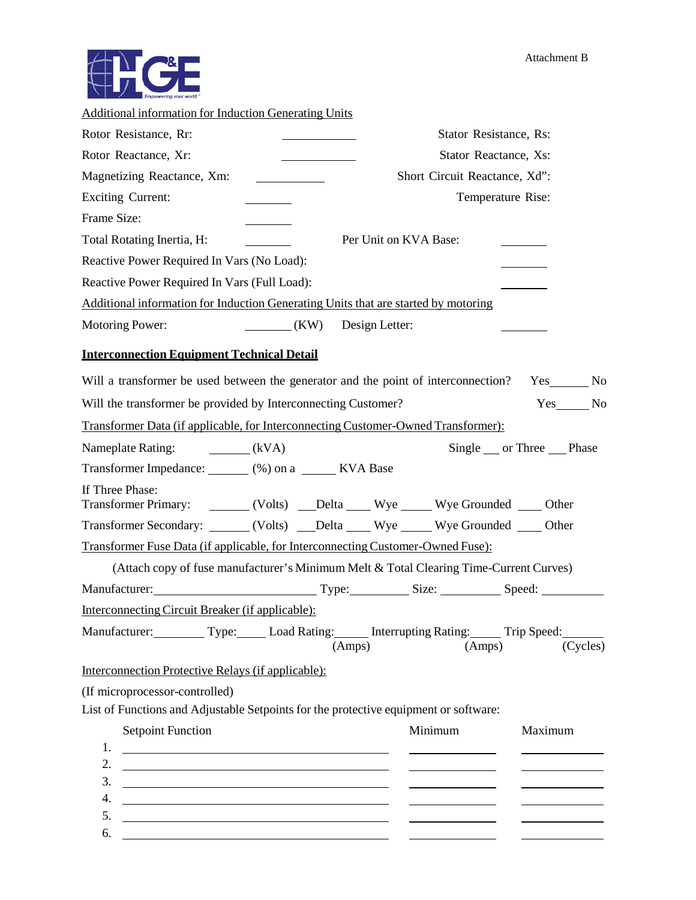Attachment B

Additional information for Induction Generating Units

Rotor Resistance, Rr: ____________ Stator Resistance, Rs:

Rotor Reactance, Xr: ____________ Stator Reactance, Xs:

Magnetizing Reactance, Xm: ____________ Short Circuit Reactance, Xd":

Exciting Current: ________ Temperature Rise:

Frame Size: ________

Total Rotating Inertia, H: ________ Per Unit on KVA Base: ________

Reactive Power Required In Vars (No Load): ________

Reactive Power Required In Vars (Full Load): ________

Additional information for Induction Generating Units that are started by motoring

Motoring Power: ________ (KW) Design Letter: ________

**Interconnection Equipment Technical Detail**

Will a transformer be used between the generator and the point of interconnection? Yes______ No

Will the transformer be provided by Interconnecting Customer? Yes_____ No

Transformer Data (if applicable, for Interconnecting Customer-Owned Transformer):

Nameplate Rating: _______ (kVA) Single ___ or Three ___ Phase

Transformer Impedance: _______ (%) on a ______ KVA Base

If Three Phase:
Transformer Primary: _______ (Volts) ___Delta ____ Wye _____ Wye Grounded ____ Other

Transformer Secondary: _______ (Volts) ___Delta ____ Wye _____ Wye Grounded ____ Other

Transformer Fuse Data (if applicable, for Interconnecting Customer-Owned Fuse):

(Attach copy of fuse manufacturer's Minimum Melt & Total Clearing Time-Current Curves)

Manufacturer:__________________________ Type:__________ Size: __________ Speed: __________

Interconnecting Circuit Breaker (if applicable):

Manufacturer:________ Type:_____ Load Rating:_____ (Amps) Interrupting Rating:_____ (Amps) Trip Speed:_______ (Cycles)

Interconnection Protective Relays (if applicable):

(If microprocessor-controlled)
List of Functions and Adjustable Setpoints for the protective equipment or software:

| | Setpoint Function | Minimum | Maximum |
|---|---|---|---|
| 1. | | | |
| 2. | | | |
| 3. | | | |
| 4. | | | |
| 5. | | | |
| 6. | | | |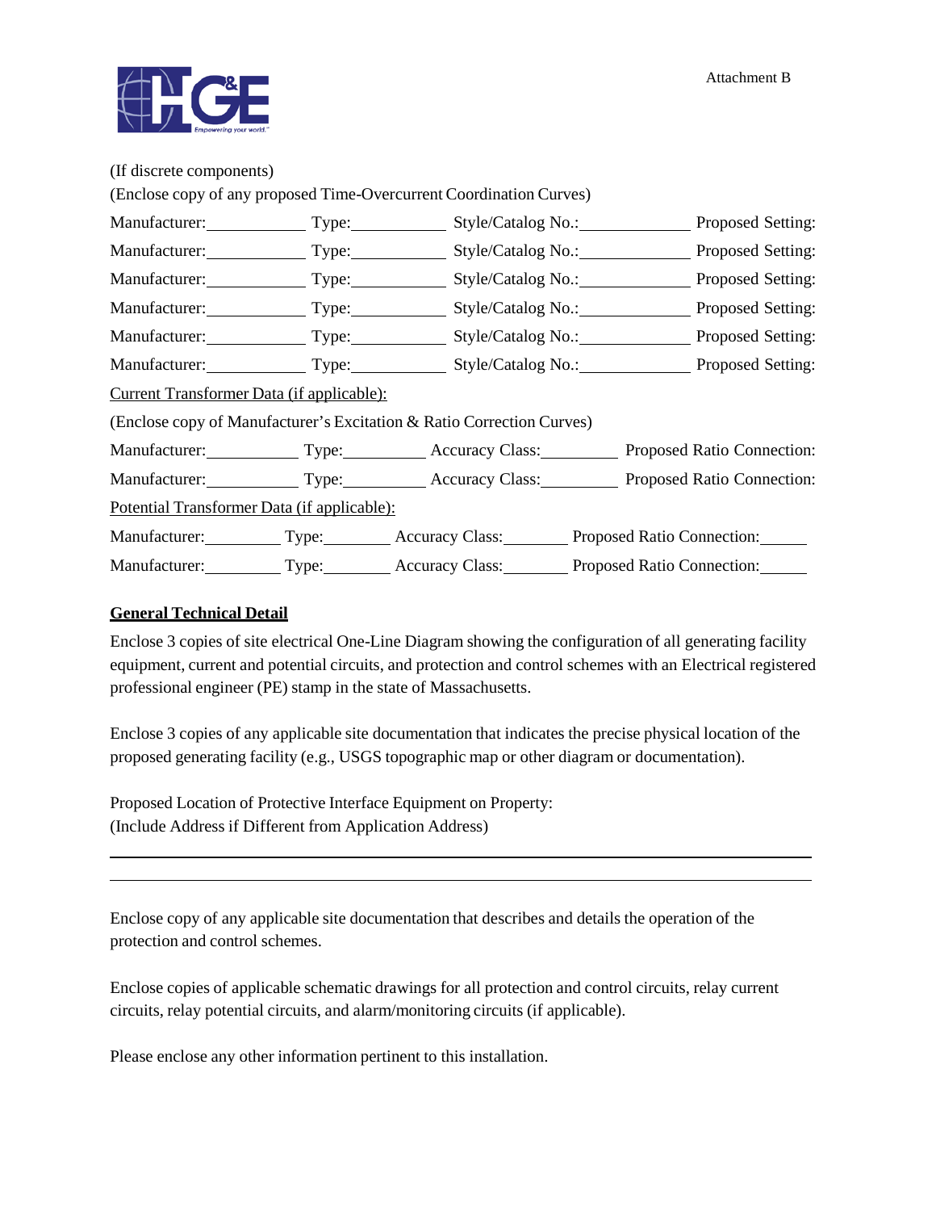Attachment B

(If discrete components)

(Enclose copy of any proposed Time-Overcurrent Coordination Curves)

Manufacturer:____________ Type:___________ Style/Catalog No.:_____________ Proposed Setting:

Manufacturer:____________ Type:___________ Style/Catalog No.:_____________ Proposed Setting:

Manufacturer:____________ Type:___________ Style/Catalog No.:_____________ Proposed Setting:

Manufacturer:____________ Type:___________ Style/Catalog No.:_____________ Proposed Setting:

Manufacturer:____________ Type:___________ Style/Catalog No.:_____________ Proposed Setting:

Manufacturer:____________ Type:___________ Style/Catalog No.:_____________ Proposed Setting:

Current Transformer Data (if applicable):

(Enclose copy of Manufacturer's Excitation & Ratio Correction Curves)

Manufacturer:___________ Type:__________ Accuracy Class:_________ Proposed Ratio Connection:

Manufacturer:___________ Type:__________ Accuracy Class:_________ Proposed Ratio Connection:

Potential Transformer Data (if applicable):

Manufacturer:_________ Type:________ Accuracy Class:________ Proposed Ratio Connection:______

Manufacturer:_________ Type:________ Accuracy Class:________ Proposed Ratio Connection:______

**General Technical Detail**

Enclose 3 copies of site electrical One-Line Diagram showing the configuration of all generating facility equipment, current and potential circuits, and protection and control schemes with an Electrical registered professional engineer (PE) stamp in the state of Massachusetts.

Enclose 3 copies of any applicable site documentation that indicates the precise physical location of the proposed generating facility (e.g., USGS topographic map or other diagram or documentation).

Proposed Location of Protective Interface Equipment on Property:
(Include Address if Different from Application Address)

_____________________________________________________________________________

_____________________________________________________________________________

Enclose copy of any applicable site documentation that describes and details the operation of the protection and control schemes.

Enclose copies of applicable schematic drawings for all protection and control circuits, relay current circuits, relay potential circuits, and alarm/monitoring circuits (if applicable).

Please enclose any other information pertinent to this installation.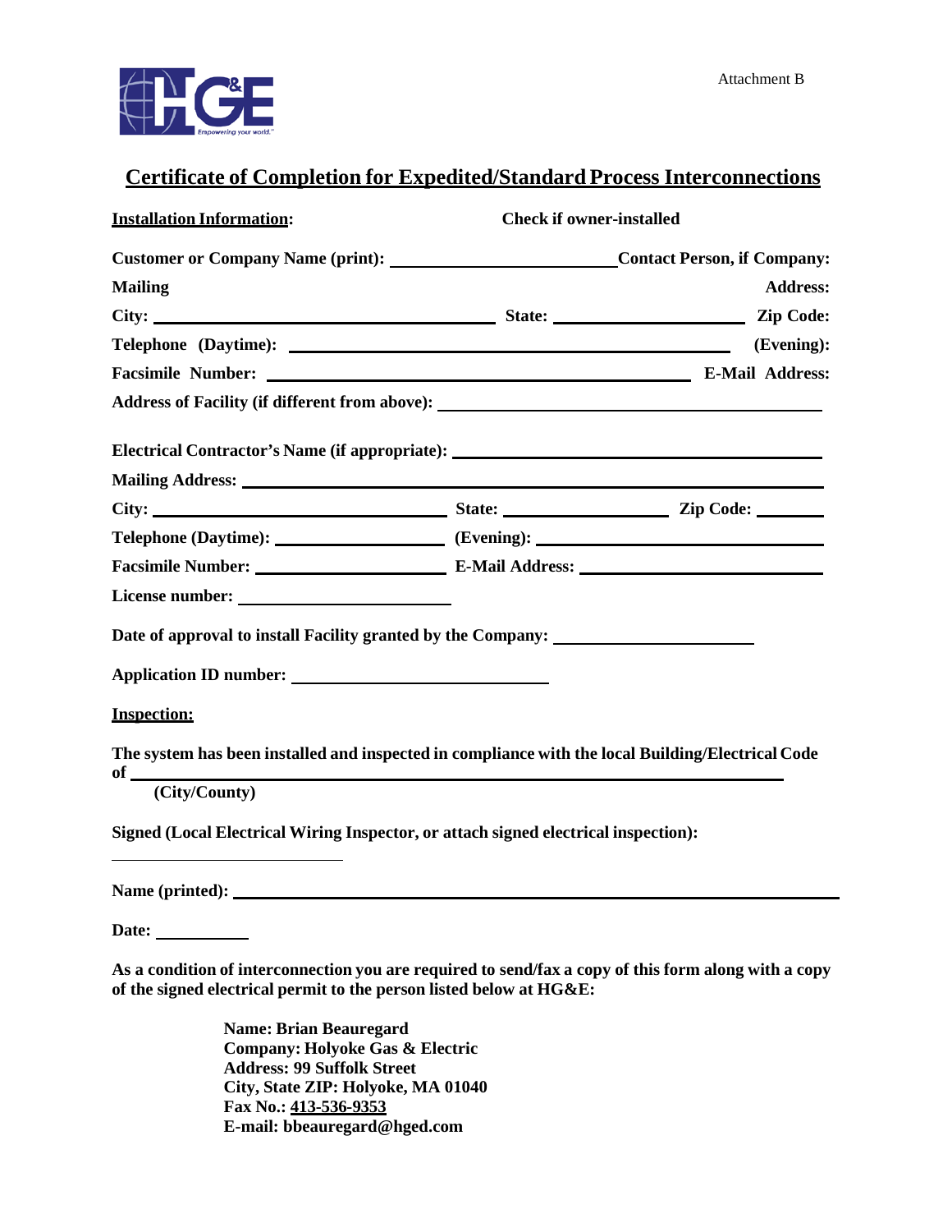Attachment B

# Certificate of Completion for Expedited/Standard Process Interconnections

**Installation Information:** **Check if owner-installed**

**Customer or Company Name (print):** ________________________ **Contact Person, if Company:**

**Mailing Address:**

**City:** ________________________ **State:** ________________ **Zip Code:**

**Telephone (Daytime):** ________________________ **(Evening):**

**Facsimile Number:** ________________________ **E-Mail Address:**

**Address of Facility (if different from above):** ________________________

**Electrical Contractor's Name (if appropriate):** ________________________

**Mailing Address:** ________________________

**City:** ________________ **State:** ________________ **Zip Code:** ________

**Telephone (Daytime):** ________________ **(Evening):** ________________

**Facsimile Number:** ________________ **E-Mail Address:** ________________

**License number:** ________________

**Date of approval to install Facility granted by the Company:** ________________

**Application ID number:** ________________

**Inspection:**

**The system has been installed and inspected in compliance with the local Building/Electrical Code of** ________________________

**(City/County)**

**Signed (Local Electrical Wiring Inspector, or attach signed electrical inspection):**

________________________

**Name (printed):** ________________________

**Date:** ____________

**As a condition of interconnection you are required to send/fax a copy of this form along with a copy of the signed electrical permit to the person listed below at HG&E:**

**Name: Brian Beauregard**
**Company: Holyoke Gas & Electric**
**Address: 99 Suffolk Street**
**City, State ZIP: Holyoke, MA 01040**
**Fax No.: 413-536-9353**
**E-mail: bbeauregard@hged.com**